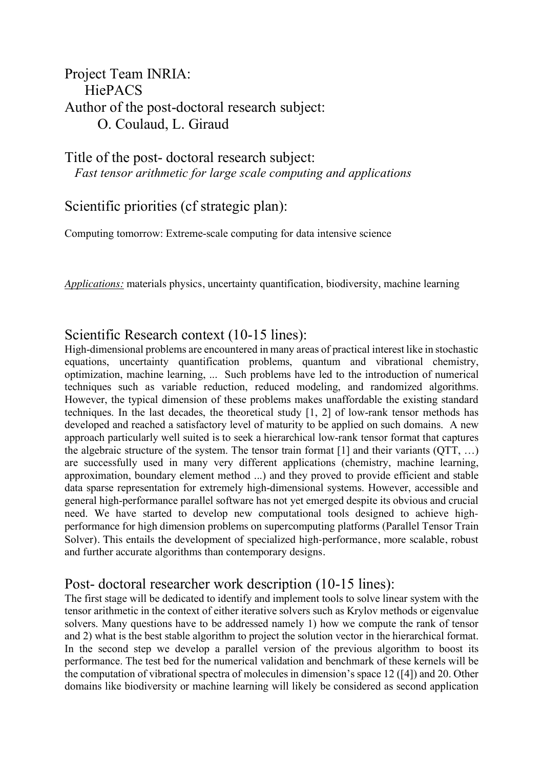Project Team INRIA:
HiePACS

Author of the post-doctoral research subject:
O. Coulaud, L. Giraud

## Title of the post- doctoral research subject:

*Fast tensor arithmetic for large scale computing and applications*

## Scientific priorities (cf strategic plan):

Computing tomorrow: Extreme-scale computing for data intensive science

*Applications:* materials physics, uncertainty quantification, biodiversity, machine learning

## Scientific Research context (10-15 lines):

High-dimensional problems are encountered in many areas of practical interest like in stochastic equations, uncertainty quantification problems, quantum and vibrational chemistry, optimization, machine learning, ... Such problems have led to the introduction of numerical techniques such as variable reduction, reduced modeling, and randomized algorithms. However, the typical dimension of these problems makes unaffordable the existing standard techniques. In the last decades, the theoretical study [1, 2] of low-rank tensor methods has developed and reached a satisfactory level of maturity to be applied on such domains. A new approach particularly well suited is to seek a hierarchical low-rank tensor format that captures the algebraic structure of the system. The tensor train format [1] and their variants (QTT, …) are successfully used in many very different applications (chemistry, machine learning, approximation, boundary element method ...) and they proved to provide efficient and stable data sparse representation for extremely high-dimensional systems. However, accessible and general high-performance parallel software has not yet emerged despite its obvious and crucial need. We have started to develop new computational tools designed to achieve high-performance for high dimension problems on supercomputing platforms (Parallel Tensor Train Solver). This entails the development of specialized high-performance, more scalable, robust and further accurate algorithms than contemporary designs.

## Post- doctoral researcher work description (10-15 lines):

The first stage will be dedicated to identify and implement tools to solve linear system with the tensor arithmetic in the context of either iterative solvers such as Krylov methods or eigenvalue solvers. Many questions have to be addressed namely 1) how we compute the rank of tensor and 2) what is the best stable algorithm to project the solution vector in the hierarchical format. In the second step we develop a parallel version of the previous algorithm to boost its performance. The test bed for the numerical validation and benchmark of these kernels will be the computation of vibrational spectra of molecules in dimension's space 12 ([4]) and 20. Other domains like biodiversity or machine learning will likely be considered as second application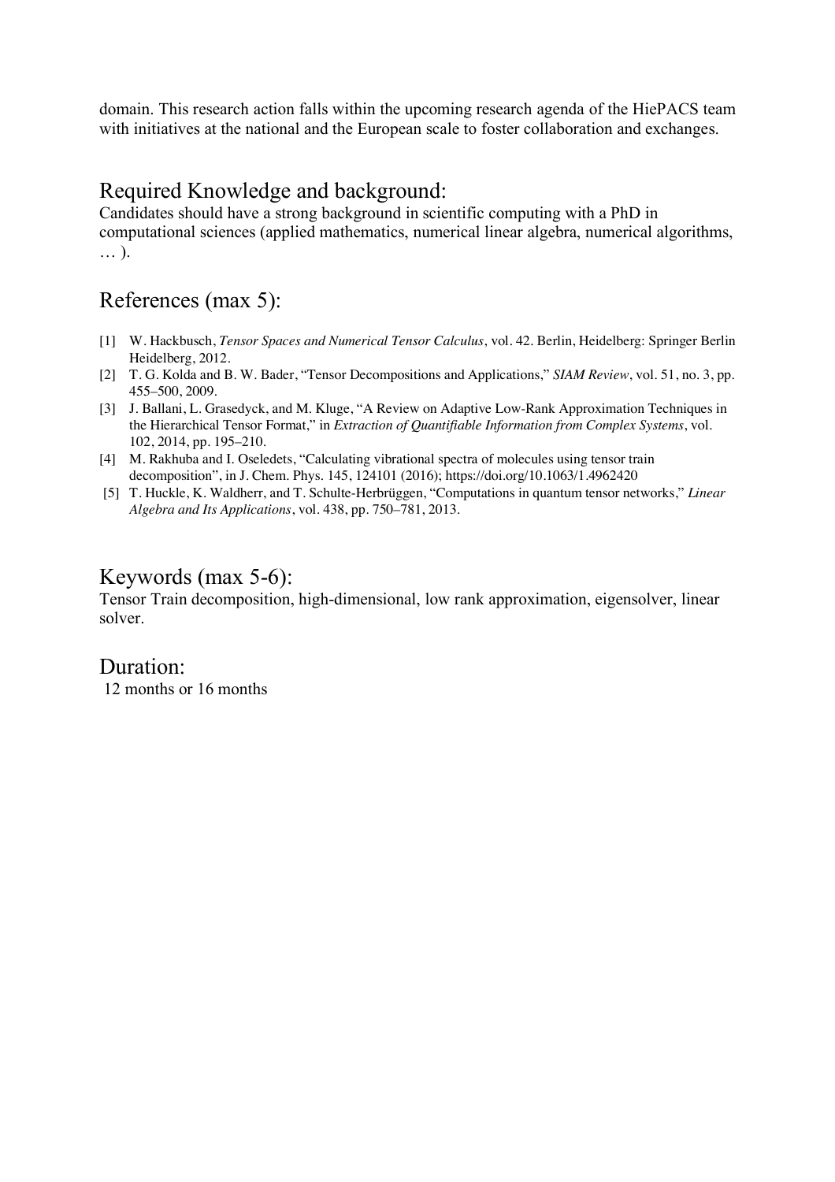domain. This research action falls within the upcoming research agenda of the HiePACS team with initiatives at the national and the European scale to foster collaboration and exchanges.

## Required Knowledge and background:

Candidates should have a strong background in scientific computing with a PhD in computational sciences (applied mathematics, numerical linear algebra, numerical algorithms, … ).

## References (max 5):

[1] W. Hackbusch, *Tensor Spaces and Numerical Tensor Calculus*, vol. 42. Berlin, Heidelberg: Springer Berlin Heidelberg, 2012.

[2] T. G. Kolda and B. W. Bader, "Tensor Decompositions and Applications," *SIAM Review*, vol. 51, no. 3, pp. 455–500, 2009.

[3] J. Ballani, L. Grasedyck, and M. Kluge, "A Review on Adaptive Low-Rank Approximation Techniques in the Hierarchical Tensor Format," in *Extraction of Quantifiable Information from Complex Systems*, vol. 102, 2014, pp. 195–210.

[4] M. Rakhuba and I. Oseledets, "Calculating vibrational spectra of molecules using tensor train decomposition", in J. Chem. Phys. 145, 124101 (2016); https://doi.org/10.1063/1.4962420

[5] T. Huckle, K. Waldherr, and T. Schulte-Herbrüggen, "Computations in quantum tensor networks," *Linear Algebra and Its Applications*, vol. 438, pp. 750–781, 2013.

## Keywords (max 5-6):

Tensor Train decomposition, high-dimensional, low rank approximation, eigensolver, linear solver.

## Duration:

12 months or 16 months